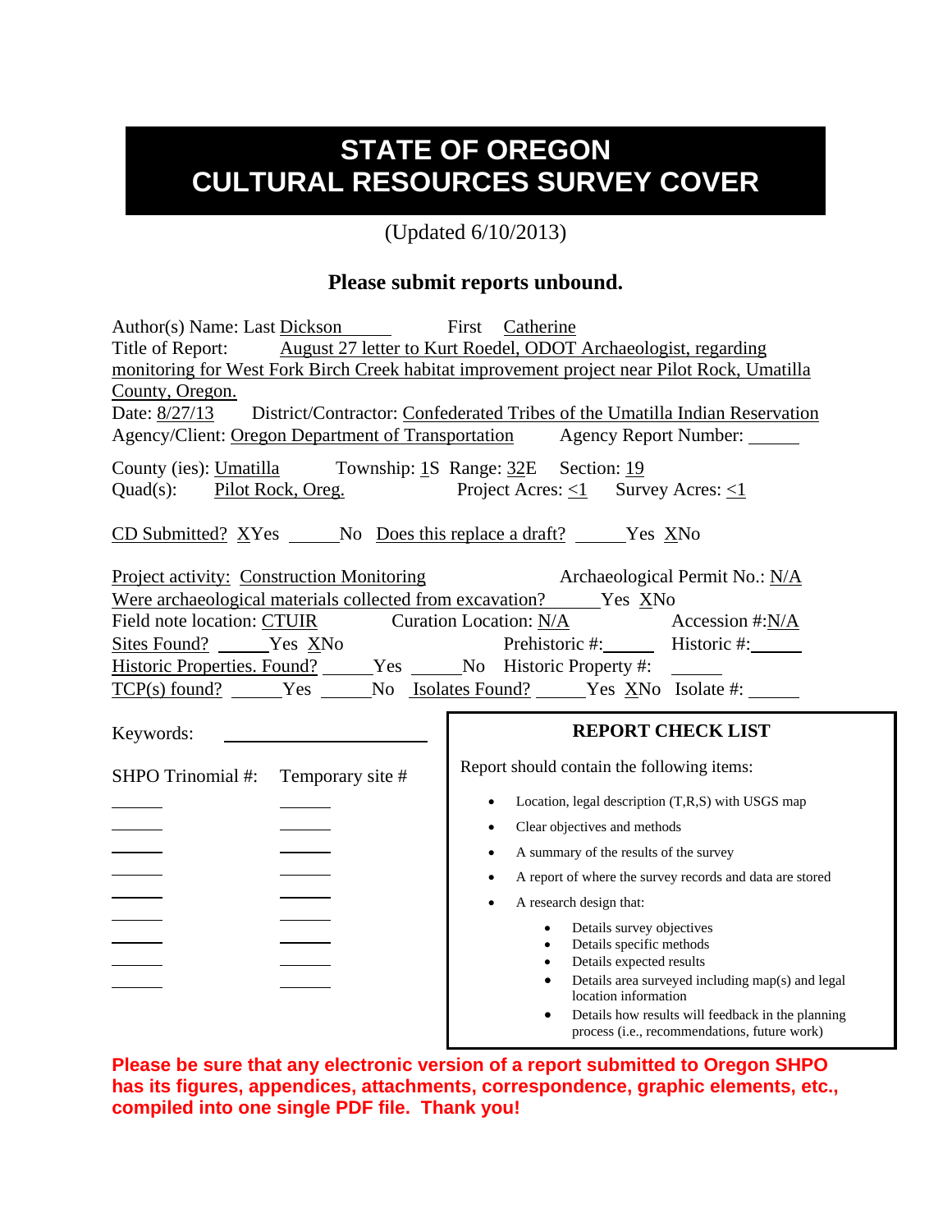# STATE OF OREGON
# CULTURAL RESOURCES SURVEY COVER

(Updated 6/10/2013)

**Please submit reports unbound.**

Author(s) Name: Last Dickson First Catherine

Title of Report: August 27 letter to Kurt Roedel, ODOT Archaeologist, regarding monitoring for West Fork Birch Creek habitat improvement project near Pilot Rock, Umatilla County, Oregon.

Date: 8/27/13 District/Contractor: Confederated Tribes of the Umatilla Indian Reservation

Agency/Client: Oregon Department of Transportation Agency Report Number: ______

County (ies): Umatilla Township: 1S Range: 32E Section: 19

Quad(s): Pilot Rock, Oreg. Project Acres: <1 Survey Acres: <1

CD Submitted? X Yes ______ No Does this replace a draft? ______ Yes X No

Project activity: Construction Monitoring Archaeological Permit No.: N/A

Were archaeological materials collected from excavation? ______ Yes X No

Field note location: CTUIR Curation Location: N/A Accession #: N/A

Sites Found? ______ Yes X No Prehistoric #: ______ Historic #: ______

Historic Properties. Found? ______ Yes ______ No Historic Property #: ______

TCP(s) found? ______ Yes ______ No Isolates Found? ______ Yes X No Isolate #: ______

Keywords: ____________________

| SHPO Trinomial #: | Temporary site # |
|---|---|
| ______ | ______ |
| ______ | ______ |
| ______ | ______ |
| ______ | ______ |
| ______ | ______ |
| ______ | ______ |
| ______ | ______ |
| ______ | ______ |
| ______ | ______ |

**REPORT CHECK LIST**

Report should contain the following items:

- Location, legal description (T,R,S) with USGS map
- Clear objectives and methods
- A summary of the results of the survey
- A report of where the survey records and data are stored
- A research design that:
  - Details survey objectives
  - Details specific methods
  - Details expected results
  - Details area surveyed including map(s) and legal location information
  - Details how results will feedback in the planning process (i.e., recommendations, future work)

**Please be sure that any electronic version of a report submitted to Oregon SHPO has its figures, appendices, attachments, correspondence, graphic elements, etc., compiled into one single PDF file. Thank you!**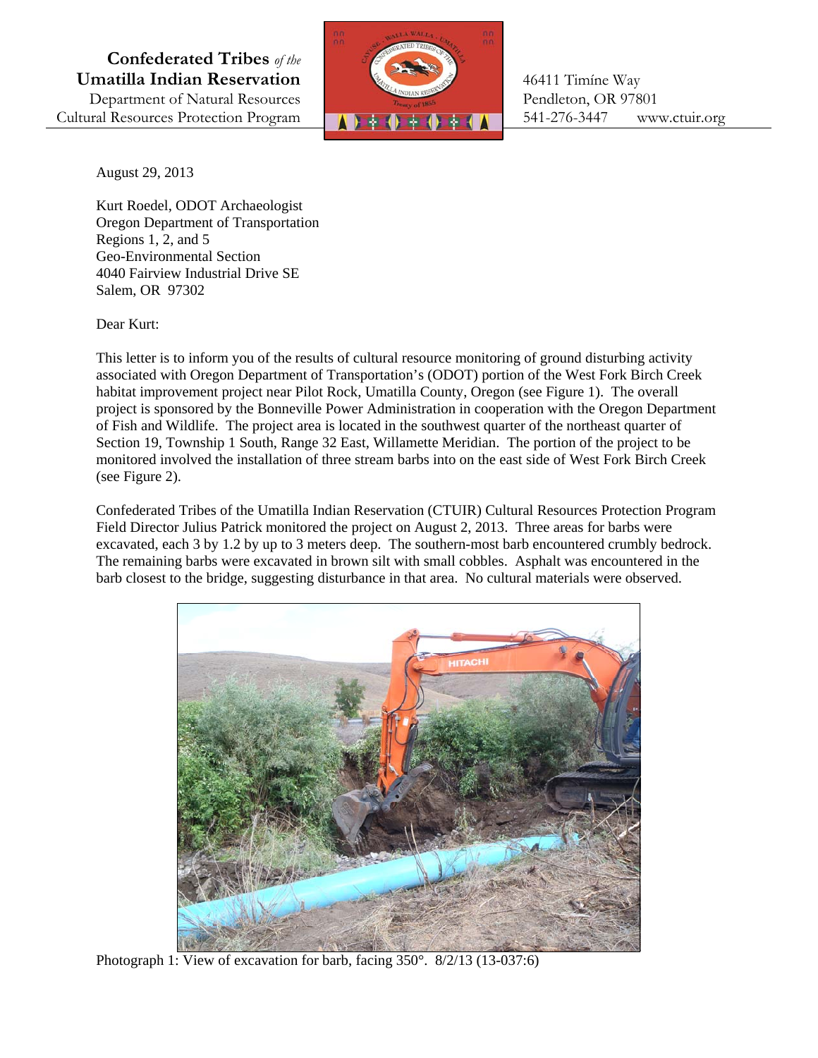**Confederated Tribes** *of the*
**Umatilla Indian Reservation**
Department of Natural Resources
Cultural Resources Protection Program

46411 Timíne Way
Pendleton, OR 97801
541-276-3447 www.ctuir.org

August 29, 2013

Kurt Roedel, ODOT Archaeologist
Oregon Department of Transportation
Regions 1, 2, and 5
Geo-Environmental Section
4040 Fairview Industrial Drive SE
Salem, OR 97302

Dear Kurt:

This letter is to inform you of the results of cultural resource monitoring of ground disturbing activity associated with Oregon Department of Transportation's (ODOT) portion of the West Fork Birch Creek habitat improvement project near Pilot Rock, Umatilla County, Oregon (see Figure 1). The overall project is sponsored by the Bonneville Power Administration in cooperation with the Oregon Department of Fish and Wildlife. The project area is located in the southwest quarter of the northeast quarter of Section 19, Township 1 South, Range 32 East, Willamette Meridian. The portion of the project to be monitored involved the installation of three stream barbs into on the east side of West Fork Birch Creek (see Figure 2).

Confederated Tribes of the Umatilla Indian Reservation (CTUIR) Cultural Resources Protection Program Field Director Julius Patrick monitored the project on August 2, 2013. Three areas for barbs were excavated, each 3 by 1.2 by up to 3 meters deep. The southern-most barb encountered crumbly bedrock. The remaining barbs were excavated in brown silt with small cobbles. Asphalt was encountered in the barb closest to the bridge, suggesting disturbance in that area. No cultural materials were observed.

Photograph 1: View of excavation for barb, facing 350°. 8/2/13 (13-037:6)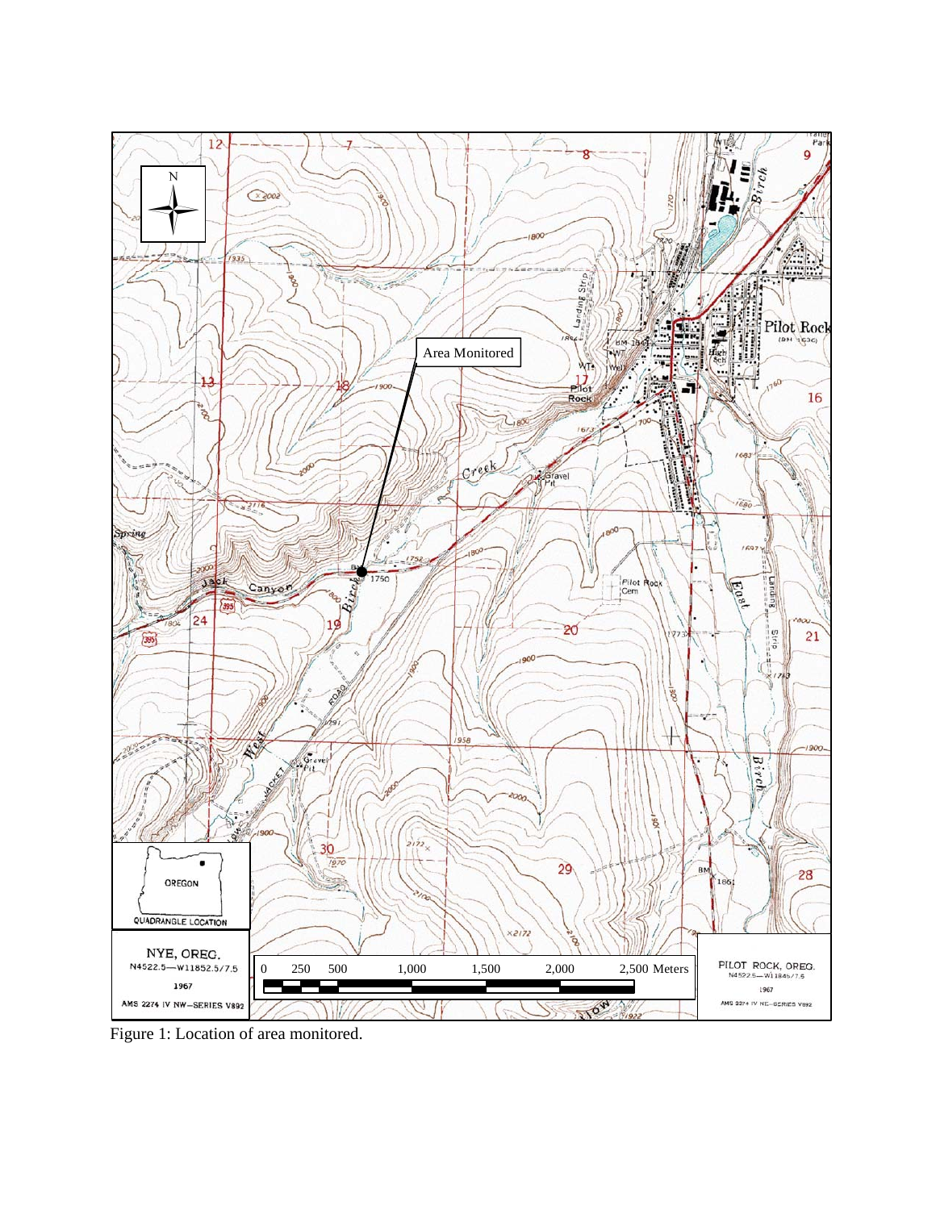Figure 1: Location of area monitored.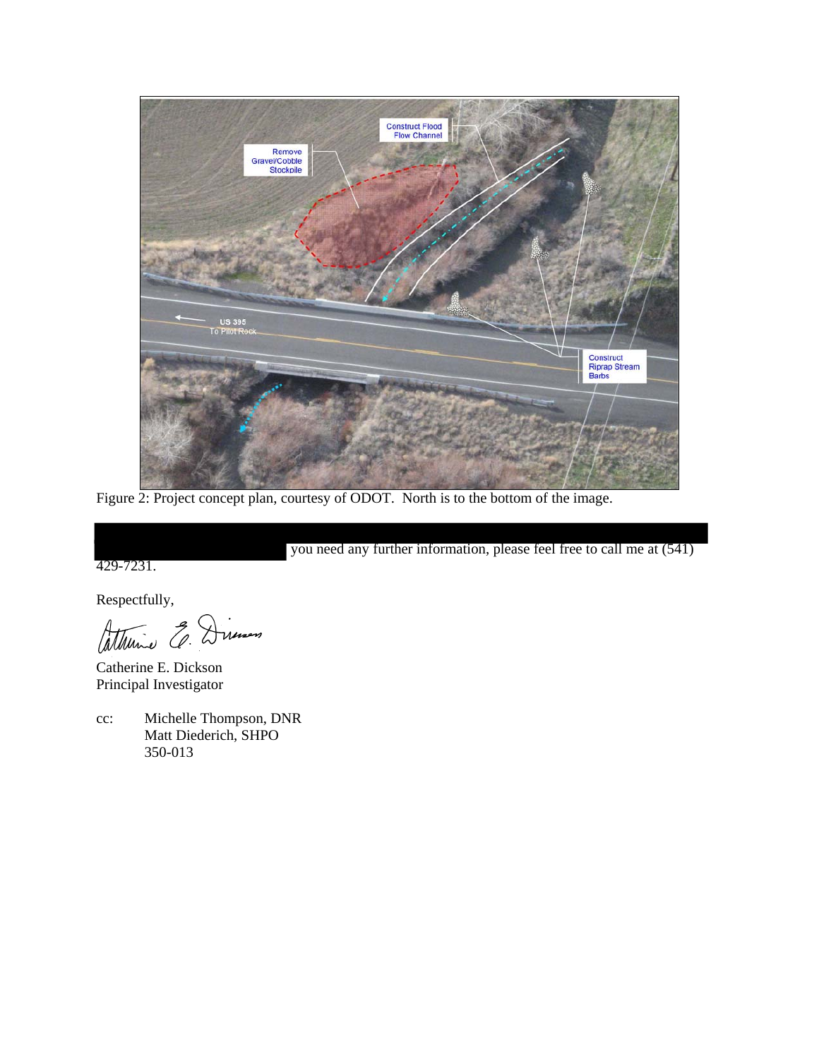Remove Gravel/Cobble Stockpile

Construct Flood Flow Channel

US 395
To Pilot Rock

Construct Riprap Stream Barbs

Figure 2: Project concept plan, courtesy of ODOT. North is to the bottom of the image.

you need any further information, please feel free to call me at (541) 429-7231.

Respectfully,

Catherine E. Dickson
Principal Investigator

cc: Michelle Thompson, DNR
Matt Diederich, SHPO
350-013